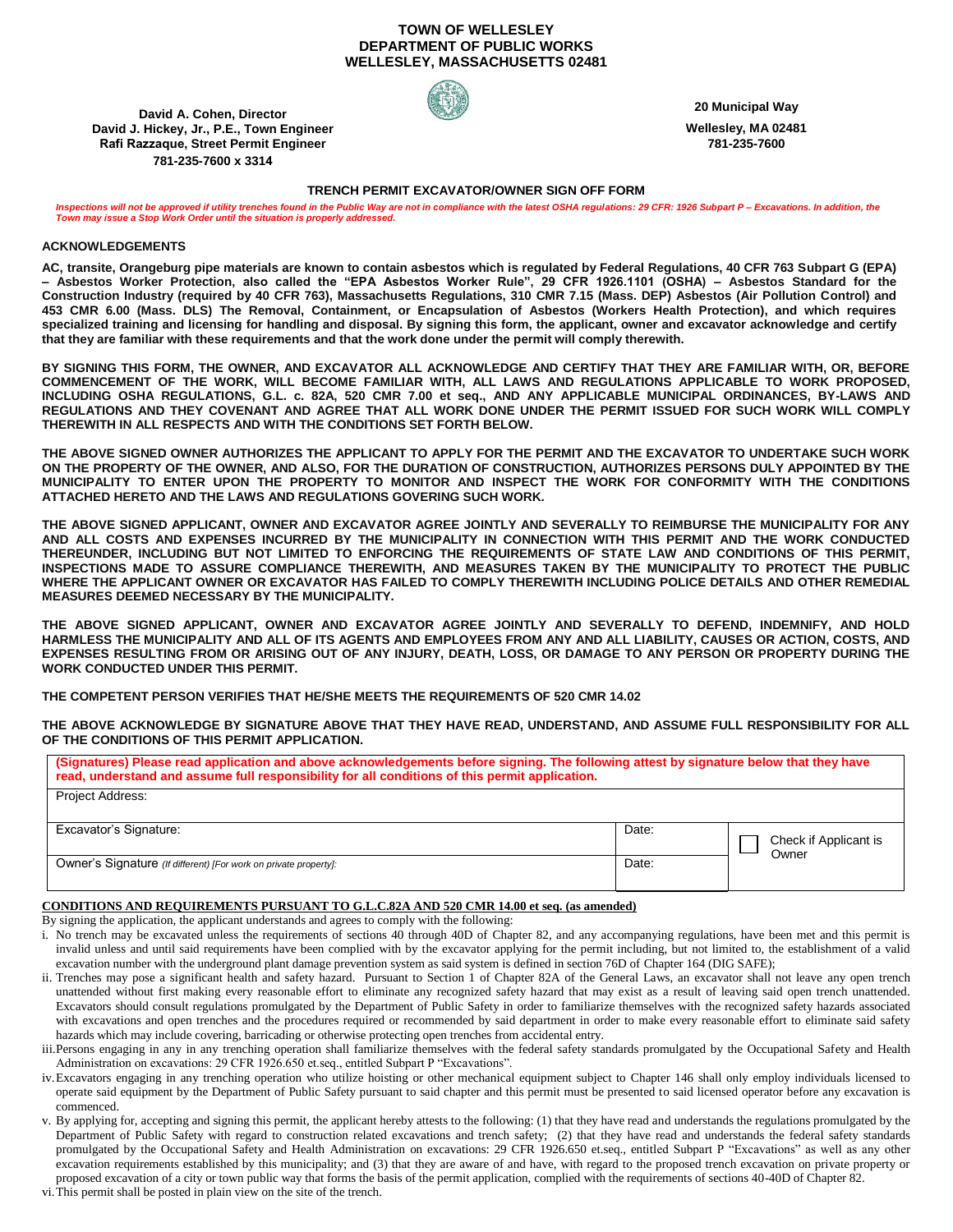# TOWN OF WELLESLEY
## DEPARTMENT OF PUBLIC WORKS
## WELLESLEY, MASSACHUSETTS 02481

**David A. Cohen, Director**
**David J. Hickey, Jr., P.E., Town Engineer**
**Rafi Razzaque, Street Permit Engineer**
**781-235-7600 x 3314**

**20 Municipal Way**
**Wellesley, MA 02481**
**781-235-7600**

### TRENCH PERMIT EXCAVATOR/OWNER SIGN OFF FORM

***Inspections will not be approved if utility trenches found in the Public Way are not in compliance with the latest OSHA regulations: 29 CFR: 1926 Subpart P – Excavations. In addition, the Town may issue a Stop Work Order until the situation is properly addressed.***

**ACKNOWLEDGEMENTS**

**AC, transite, Orangeburg pipe materials are known to contain asbestos which is regulated by Federal Regulations, 40 CFR 763 Subpart G (EPA) – Asbestos Worker Protection, also called the "EPA Asbestos Worker Rule", 29 CFR 1926.1101 (OSHA) – Asbestos Standard for the Construction Industry (required by 40 CFR 763), Massachusetts Regulations, 310 CMR 7.15 (Mass. DEP) Asbestos (Air Pollution Control) and 453 CMR 6.00 (Mass. DLS) The Removal, Containment, or Encapsulation of Asbestos (Workers Health Protection), and which requires specialized training and licensing for handling and disposal. By signing this form, the applicant, owner and excavator acknowledge and certify that they are familiar with these requirements and that the work done under the permit will comply therewith.**

**BY SIGNING THIS FORM, THE OWNER, AND EXCAVATOR ALL ACKNOWLEDGE AND CERTIFY THAT THEY ARE FAMILIAR WITH, OR, BEFORE COMMENCEMENT OF THE WORK, WILL BECOME FAMILIAR WITH, ALL LAWS AND REGULATIONS APPLICABLE TO WORK PROPOSED, INCLUDING OSHA REGULATIONS, G.L. c. 82A, 520 CMR 7.00 et seq., AND ANY APPLICABLE MUNICIPAL ORDINANCES, BY-LAWS AND REGULATIONS AND THEY COVENANT AND AGREE THAT ALL WORK DONE UNDER THE PERMIT ISSUED FOR SUCH WORK WILL COMPLY THEREWITH IN ALL RESPECTS AND WITH THE CONDITIONS SET FORTH BELOW.**

**THE ABOVE SIGNED OWNER AUTHORIZES THE APPLICANT TO APPLY FOR THE PERMIT AND THE EXCAVATOR TO UNDERTAKE SUCH WORK ON THE PROPERTY OF THE OWNER, AND ALSO, FOR THE DURATION OF CONSTRUCTION, AUTHORIZES PERSONS DULY APPOINTED BY THE MUNICIPALITY TO ENTER UPON THE PROPERTY TO MONITOR AND INSPECT THE WORK FOR CONFORMITY WITH THE CONDITIONS ATTACHED HERETO AND THE LAWS AND REGULATIONS GOVERING SUCH WORK.**

**THE ABOVE SIGNED APPLICANT, OWNER AND EXCAVATOR AGREE JOINTLY AND SEVERALLY TO REIMBURSE THE MUNICIPALITY FOR ANY AND ALL COSTS AND EXPENSES INCURRED BY THE MUNICIPALITY IN CONNECTION WITH THIS PERMIT AND THE WORK CONDUCTED THEREUNDER, INCLUDING BUT NOT LIMITED TO ENFORCING THE REQUIREMENTS OF STATE LAW AND CONDITIONS OF THIS PERMIT, INSPECTIONS MADE TO ASSURE COMPLIANCE THEREWITH, AND MEASURES TAKEN BY THE MUNICIPALITY TO PROTECT THE PUBLIC WHERE THE APPLICANT OWNER OR EXCAVATOR HAS FAILED TO COMPLY THEREWITH INCLUDING POLICE DETAILS AND OTHER REMEDIAL MEASURES DEEMED NECESSARY BY THE MUNICIPALITY.**

**THE ABOVE SIGNED APPLICANT, OWNER AND EXCAVATOR AGREE JOINTLY AND SEVERALLY TO DEFEND, INDEMNIFY, AND HOLD HARMLESS THE MUNICIPALITY AND ALL OF ITS AGENTS AND EMPLOYEES FROM ANY AND ALL LIABILITY, CAUSES OR ACTION, COSTS, AND EXPENSES RESULTING FROM OR ARISING OUT OF ANY INJURY, DEATH, LOSS, OR DAMAGE TO ANY PERSON OR PROPERTY DURING THE WORK CONDUCTED UNDER THIS PERMIT.**

**THE COMPETENT PERSON VERIFIES THAT HE/SHE MEETS THE REQUIREMENTS OF 520 CMR 14.02**

**THE ABOVE ACKNOWLEDGE BY SIGNATURE ABOVE THAT THEY HAVE READ, UNDERSTAND, AND ASSUME FULL RESPONSIBILITY FOR ALL OF THE CONDITIONS OF THIS PERMIT APPLICATION.**

| **(Signatures) Please read application and above acknowledgements before signing. The following attest by signature below that they have read, understand and assume full responsibility for all conditions of this permit application.** | | |
|---|---|---|
| Project Address: | | |
| Excavator's Signature: | Date: | ☐ Check if Applicant is Owner |
| Owner's Signature *(If different) [For work on private property]:* | Date: | |

**CONDITIONS AND REQUIREMENTS PURSUANT TO G.L.C.82A AND 520 CMR 14.00 et seq. (as amended)**

By signing the application, the applicant understands and agrees to comply with the following:

i. No trench may be excavated unless the requirements of sections 40 through 40D of Chapter 82, and any accompanying regulations, have been met and this permit is invalid unless and until said requirements have been complied with by the excavator applying for the permit including, but not limited to, the establishment of a valid excavation number with the underground plant damage prevention system as said system is defined in section 76D of Chapter 164 (DIG SAFE);

ii. Trenches may pose a significant health and safety hazard. Pursuant to Section 1 of Chapter 82A of the General Laws, an excavator shall not leave any open trench unattended without first making every reasonable effort to eliminate any recognized safety hazard that may exist as a result of leaving said open trench unattended. Excavators should consult regulations promulgated by the Department of Public Safety in order to familiarize themselves with the recognized safety hazards associated with excavations and open trenches and the procedures required or recommended by said department in order to make every reasonable effort to eliminate said safety hazards which may include covering, barricading or otherwise protecting open trenches from accidental entry.

iii. Persons engaging in any in any trenching operation shall familiarize themselves with the federal safety standards promulgated by the Occupational Safety and Health Administration on excavations: 29 CFR 1926.650 et.seq., entitled Subpart P "Excavations".

iv. Excavators engaging in any trenching operation who utilize hoisting or other mechanical equipment subject to Chapter 146 shall only employ individuals licensed to operate said equipment by the Department of Public Safety pursuant to said chapter and this permit must be presented to said licensed operator before any excavation is commenced.

v. By applying for, accepting and signing this permit, the applicant hereby attests to the following: (1) that they have read and understands the regulations promulgated by the Department of Public Safety with regard to construction related excavations and trench safety; (2) that they have read and understands the federal safety standards promulgated by the Occupational Safety and Health Administration on excavations: 29 CFR 1926.650 et.seq., entitled Subpart P "Excavations" as well as any other excavation requirements established by this municipality; and (3) that they are aware of and have, with regard to the proposed trench excavation on private property or proposed excavation of a city or town public way that forms the basis of the permit application, complied with the requirements of sections 40-40D of Chapter 82.

vi. This permit shall be posted in plain view on the site of the trench.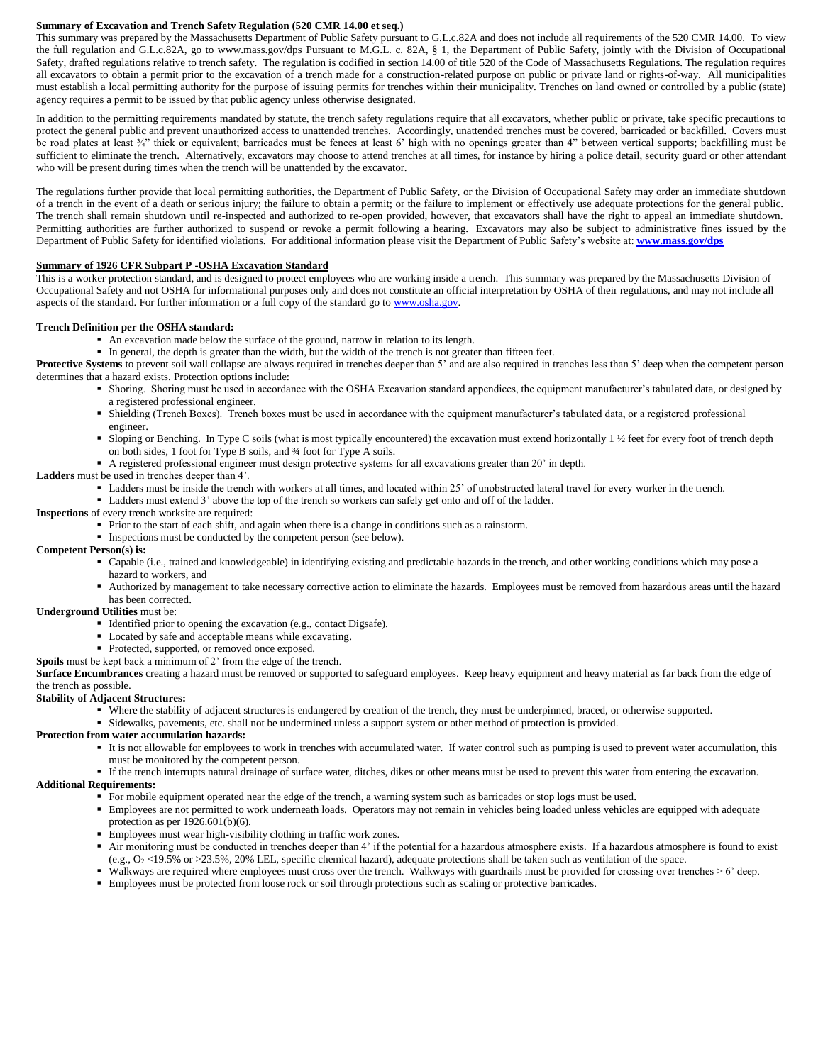**Summary of Excavation and Trench Safety Regulation (520 CMR 14.00 et seq.)**

This summary was prepared by the Massachusetts Department of Public Safety pursuant to G.L.c.82A and does not include all requirements of the 520 CMR 14.00. To view the full regulation and G.L.c.82A, go to www.mass.gov/dps Pursuant to M.G.L. c. 82A, § 1, the Department of Public Safety, jointly with the Division of Occupational Safety, drafted regulations relative to trench safety. The regulation is codified in section 14.00 of title 520 of the Code of Massachusetts Regulations. The regulation requires all excavators to obtain a permit prior to the excavation of a trench made for a construction-related purpose on public or private land or rights-of-way. All municipalities must establish a local permitting authority for the purpose of issuing permits for trenches within their municipality. Trenches on land owned or controlled by a public (state) agency requires a permit to be issued by that public agency unless otherwise designated.

In addition to the permitting requirements mandated by statute, the trench safety regulations require that all excavators, whether public or private, take specific precautions to protect the general public and prevent unauthorized access to unattended trenches. Accordingly, unattended trenches must be covered, barricaded or backfilled. Covers must be road plates at least ¾" thick or equivalent; barricades must be fences at least 6' high with no openings greater than 4" between vertical supports; backfilling must be sufficient to eliminate the trench. Alternatively, excavators may choose to attend trenches at all times, for instance by hiring a police detail, security guard or other attendant who will be present during times when the trench will be unattended by the excavator.

The regulations further provide that local permitting authorities, the Department of Public Safety, or the Division of Occupational Safety may order an immediate shutdown of a trench in the event of a death or serious injury; the failure to obtain a permit; or the failure to implement or effectively use adequate protections for the general public. The trench shall remain shutdown until re-inspected and authorized to re-open provided, however, that excavators shall have the right to appeal an immediate shutdown. Permitting authorities are further authorized to suspend or revoke a permit following a hearing. Excavators may also be subject to administrative fines issued by the Department of Public Safety for identified violations. For additional information please visit the Department of Public Safety's website at: **www.mass.gov/dps**

**Summary of 1926 CFR Subpart P -OSHA Excavation Standard**

This is a worker protection standard, and is designed to protect employees who are working inside a trench. This summary was prepared by the Massachusetts Division of Occupational Safety and not OSHA for informational purposes only and does not constitute an official interpretation by OSHA of their regulations, and may not include all aspects of the standard. For further information or a full copy of the standard go to www.osha.gov.

**Trench Definition per the OSHA standard:**

- An excavation made below the surface of the ground, narrow in relation to its length.
- In general, the depth is greater than the width, but the width of the trench is not greater than fifteen feet.

**Protective Systems** to prevent soil wall collapse are always required in trenches deeper than 5' and are also required in trenches less than 5' deep when the competent person determines that a hazard exists. Protection options include:

- Shoring. Shoring must be used in accordance with the OSHA Excavation standard appendices, the equipment manufacturer's tabulated data, or designed by a registered professional engineer.
- Shielding (Trench Boxes). Trench boxes must be used in accordance with the equipment manufacturer's tabulated data, or a registered professional engineer.
- Sloping or Benching. In Type C soils (what is most typically encountered) the excavation must extend horizontally 1 ½ feet for every foot of trench depth on both sides, 1 foot for Type B soils, and ¾ foot for Type A soils.
- A registered professional engineer must design protective systems for all excavations greater than 20' in depth.

**Ladders** must be used in trenches deeper than 4'.

- Ladders must be inside the trench with workers at all times, and located within 25' of unobstructed lateral travel for every worker in the trench.
- Ladders must extend 3' above the top of the trench so workers can safely get onto and off of the ladder.

**Inspections** of every trench worksite are required:

- Prior to the start of each shift, and again when there is a change in conditions such as a rainstorm.
- Inspections must be conducted by the competent person (see below).

**Competent Person(s) is:**

- Capable (i.e., trained and knowledgeable) in identifying existing and predictable hazards in the trench, and other working conditions which may pose a hazard to workers, and
- Authorized by management to take necessary corrective action to eliminate the hazards. Employees must be removed from hazardous areas until the hazard has been corrected.

**Underground Utilities** must be:

- Identified prior to opening the excavation (e.g., contact Digsafe).
- Located by safe and acceptable means while excavating.
- Protected, supported, or removed once exposed.

**Spoils** must be kept back a minimum of 2' from the edge of the trench.

**Surface Encumbrances** creating a hazard must be removed or supported to safeguard employees. Keep heavy equipment and heavy material as far back from the edge of the trench as possible.

**Stability of Adjacent Structures:**

- Where the stability of adjacent structures is endangered by creation of the trench, they must be underpinned, braced, or otherwise supported.
- Sidewalks, pavements, etc. shall not be undermined unless a support system or other method of protection is provided.

**Protection from water accumulation hazards:**

- It is not allowable for employees to work in trenches with accumulated water. If water control such as pumping is used to prevent water accumulation, this must be monitored by the competent person.
- If the trench interrupts natural drainage of surface water, ditches, dikes or other means must be used to prevent this water from entering the excavation.

**Additional Requirements:**

- For mobile equipment operated near the edge of the trench, a warning system such as barricades or stop logs must be used.
- Employees are not permitted to work underneath loads. Operators may not remain in vehicles being loaded unless vehicles are equipped with adequate protection as per 1926.601(b)(6).
- Employees must wear high-visibility clothing in traffic work zones.
- Air monitoring must be conducted in trenches deeper than 4' if the potential for a hazardous atmosphere exists. If a hazardous atmosphere is found to exist (e.g., $O_2$ <19.5% or >23.5%, 20% LEL, specific chemical hazard), adequate protections shall be taken such as ventilation of the space.
- Walkways are required where employees must cross over the trench. Walkways with guardrails must be provided for crossing over trenches > 6' deep.
- Employees must be protected from loose rock or soil through protections such as scaling or protective barricades.